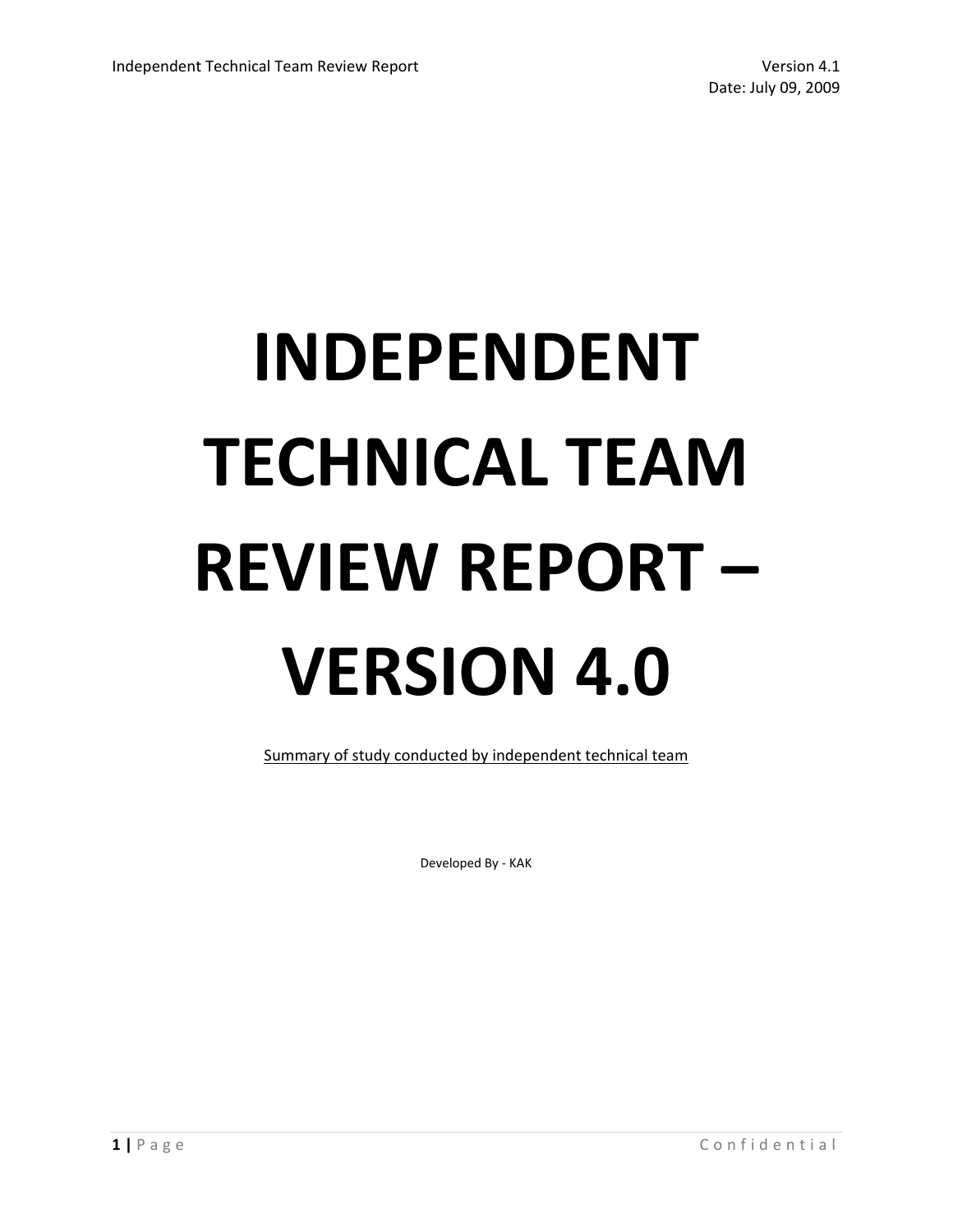# INDEPENDENT TECHNICAL TEAM REVIEW REPORT – VERSION 4.0

Summary of study conducted by independent technical team

Developed By - KAK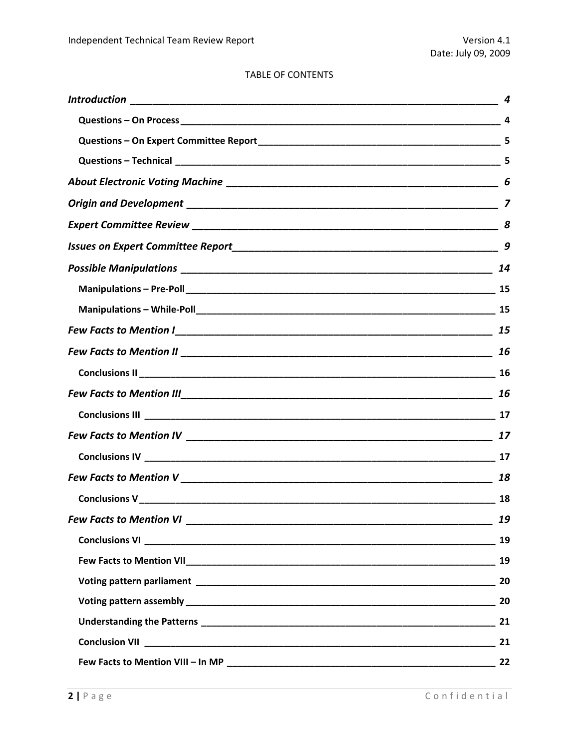TABLE OF CONTENTS

*Introduction* ____ 4

- **Questions – On Process** ____ 4
- **Questions – On Expert Committee Report** ____ 5
- **Questions – Technical** ____ 5

*About Electronic Voting Machine* ____ 6

*Origin and Development* ____ 7

*Expert Committee Review* ____ 8

*Issues on Expert Committee Report* ____ 9

*Possible Manipulations* ____ 14

- **Manipulations – Pre-Poll** ____ 15
- **Manipulations – While-Poll** ____ 15

*Few Facts to Mention I* ____ 15

*Few Facts to Mention II* ____ 16

- **Conclusions II** ____ 16

*Few Facts to Mention III* ____ 16

- **Conclusions III** ____ 17

*Few Facts to Mention IV* ____ 17

- **Conclusions IV** ____ 17

*Few Facts to Mention V* ____ 18

- **Conclusions V** ____ 18

*Few Facts to Mention VI* ____ 19

- **Conclusions VI** ____ 19
- **Few Facts to Mention VII** ____ 19
- **Voting pattern parliament** ____ 20
- **Voting pattern assembly** ____ 20
- **Understanding the Patterns** ____ 21
- **Conclusion VII** ____ 21
- **Few Facts to Mention VIII – In MP** ____ 22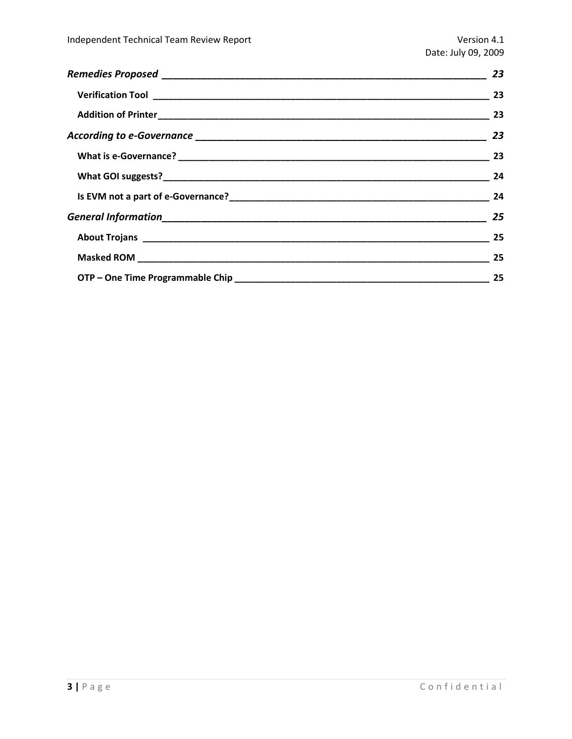*Remedies Proposed* 23

**Verification Tool** 23

**Addition of Printer** 23

*According to e-Governance* 23

**What is e-Governance?** 23

**What GOI suggests?** 24

**Is EVM not a part of e-Governance?** 24

*General Information* 25

**About Trojans** 25

**Masked ROM** 25

**OTP – One Time Programmable Chip** 25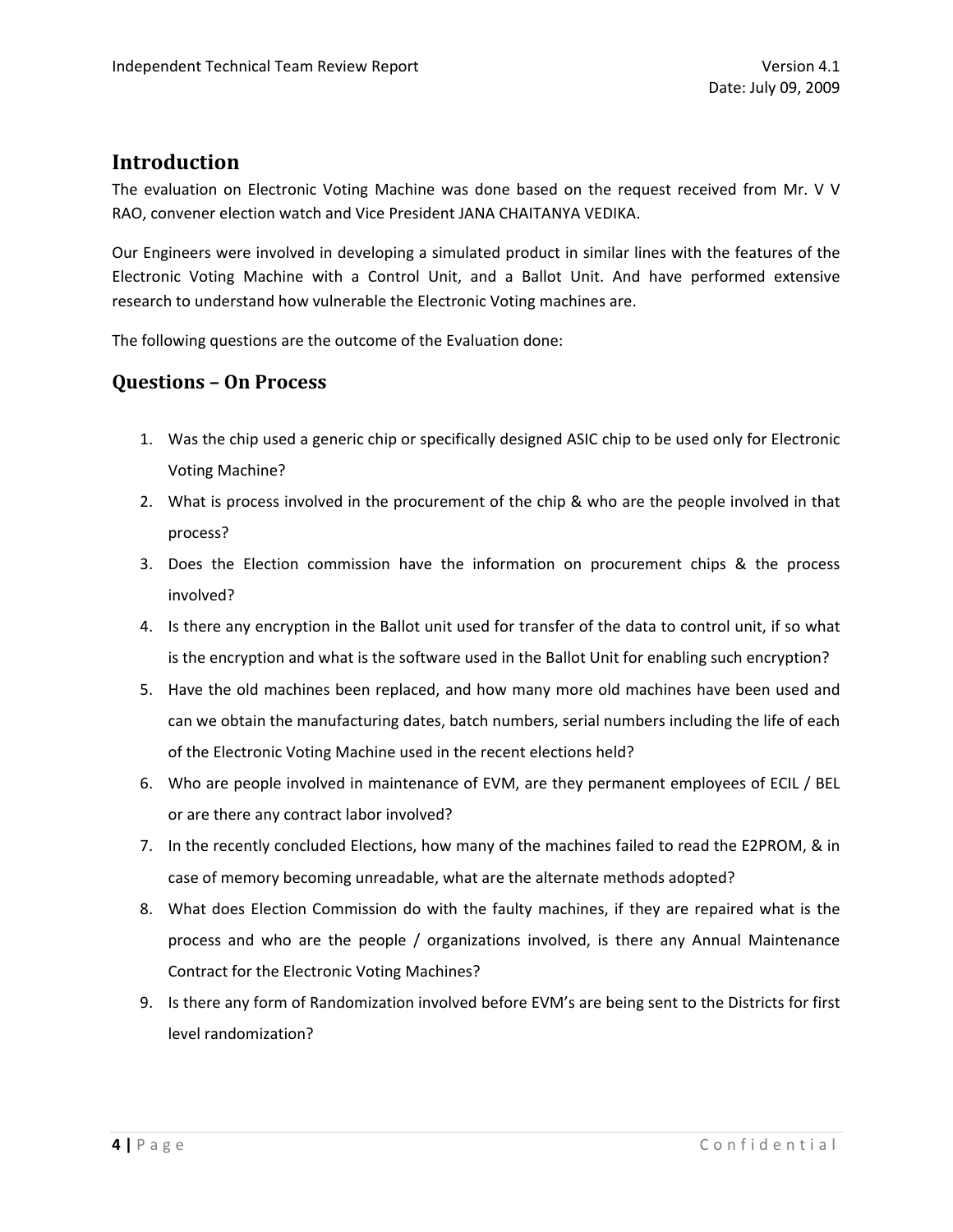## Introduction

The evaluation on Electronic Voting Machine was done based on the request received from Mr. V V RAO, convener election watch and Vice President JANA CHAITANYA VEDIKA.

Our Engineers were involved in developing a simulated product in similar lines with the features of the Electronic Voting Machine with a Control Unit, and a Ballot Unit. And have performed extensive research to understand how vulnerable the Electronic Voting machines are.

The following questions are the outcome of the Evaluation done:

## Questions – On Process

1. Was the chip used a generic chip or specifically designed ASIC chip to be used only for Electronic Voting Machine?
2. What is process involved in the procurement of the chip & who are the people involved in that process?
3. Does the Election commission have the information on procurement chips & the process involved?
4. Is there any encryption in the Ballot unit used for transfer of the data to control unit, if so what is the encryption and what is the software used in the Ballot Unit for enabling such encryption?
5. Have the old machines been replaced, and how many more old machines have been used and can we obtain the manufacturing dates, batch numbers, serial numbers including the life of each of the Electronic Voting Machine used in the recent elections held?
6. Who are people involved in maintenance of EVM, are they permanent employees of ECIL / BEL or are there any contract labor involved?
7. In the recently concluded Elections, how many of the machines failed to read the E2PROM, & in case of memory becoming unreadable, what are the alternate methods adopted?
8. What does Election Commission do with the faulty machines, if they are repaired what is the process and who are the people / organizations involved, is there any Annual Maintenance Contract for the Electronic Voting Machines?
9. Is there any form of Randomization involved before EVM's are being sent to the Districts for first level randomization?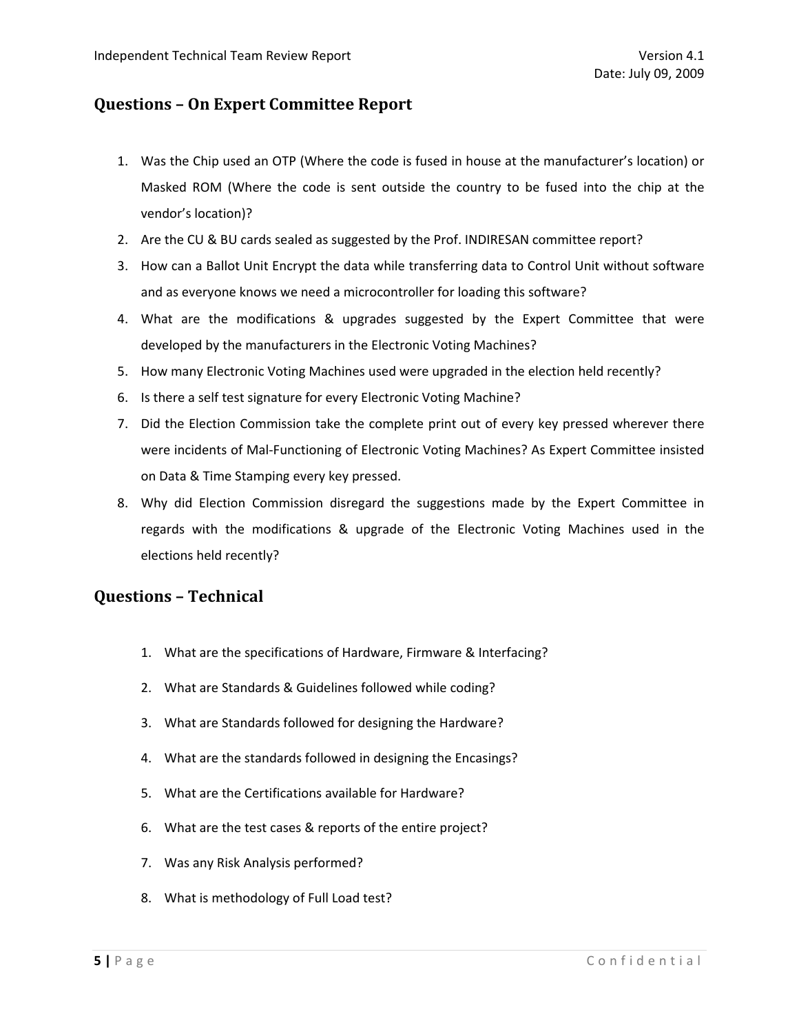## Questions – On Expert Committee Report

1. Was the Chip used an OTP (Where the code is fused in house at the manufacturer's location) or Masked ROM (Where the code is sent outside the country to be fused into the chip at the vendor's location)?
2. Are the CU & BU cards sealed as suggested by the Prof. INDIRESAN committee report?
3. How can a Ballot Unit Encrypt the data while transferring data to Control Unit without software and as everyone knows we need a microcontroller for loading this software?
4. What are the modifications & upgrades suggested by the Expert Committee that were developed by the manufacturers in the Electronic Voting Machines?
5. How many Electronic Voting Machines used were upgraded in the election held recently?
6. Is there a self test signature for every Electronic Voting Machine?
7. Did the Election Commission take the complete print out of every key pressed wherever there were incidents of Mal-Functioning of Electronic Voting Machines? As Expert Committee insisted on Data & Time Stamping every key pressed.
8. Why did Election Commission disregard the suggestions made by the Expert Committee in regards with the modifications & upgrade of the Electronic Voting Machines used in the elections held recently?

## Questions – Technical

1. What are the specifications of Hardware, Firmware & Interfacing?
2. What are Standards & Guidelines followed while coding?
3. What are Standards followed for designing the Hardware?
4. What are the standards followed in designing the Encasings?
5. What are the Certifications available for Hardware?
6. What are the test cases & reports of the entire project?
7. Was any Risk Analysis performed?
8. What is methodology of Full Load test?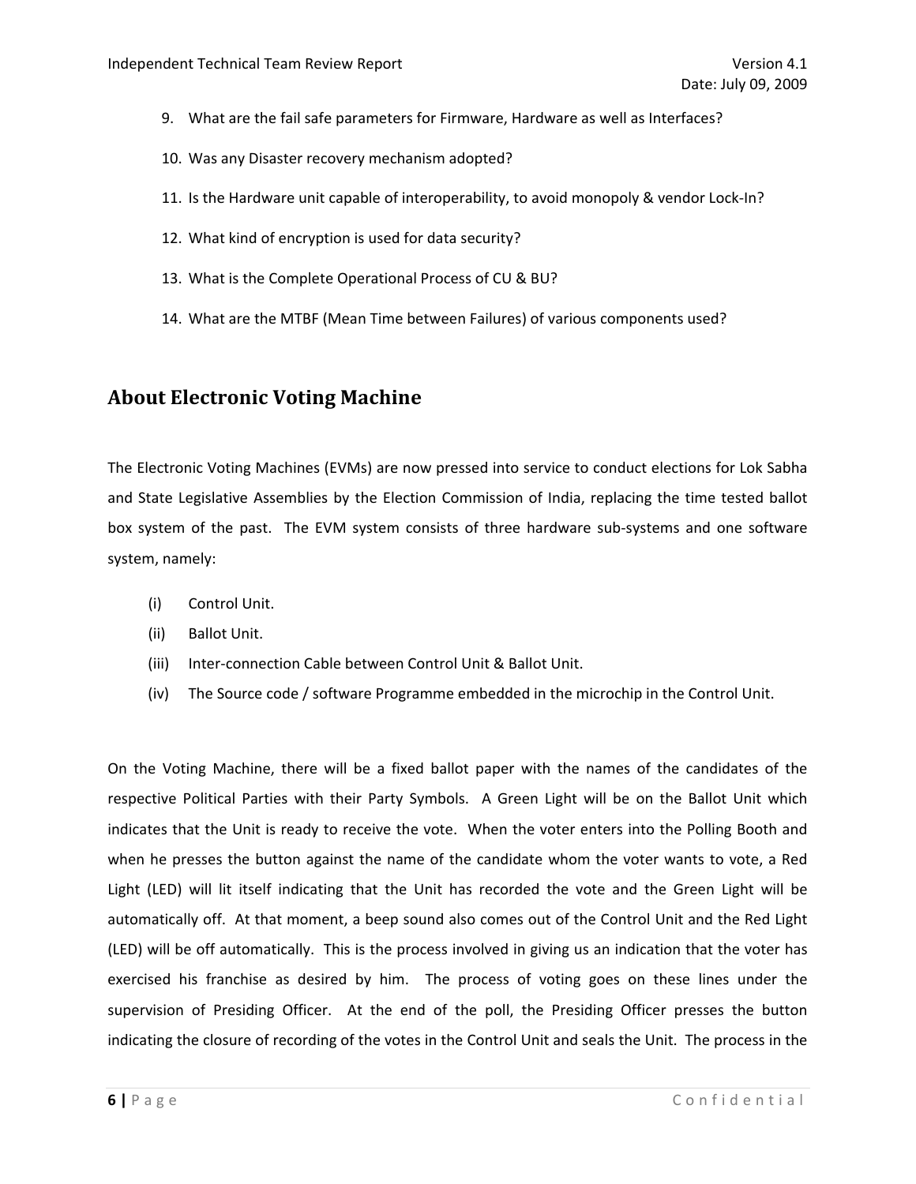9. What are the fail safe parameters for Firmware, Hardware as well as Interfaces?

10. Was any Disaster recovery mechanism adopted?

11. Is the Hardware unit capable of interoperability, to avoid monopoly & vendor Lock-In?

12. What kind of encryption is used for data security?

13. What is the Complete Operational Process of CU & BU?

14. What are the MTBF (Mean Time between Failures) of various components used?

## About Electronic Voting Machine

The Electronic Voting Machines (EVMs) are now pressed into service to conduct elections for Lok Sabha and State Legislative Assemblies by the Election Commission of India, replacing the time tested ballot box system of the past. The EVM system consists of three hardware sub-systems and one software system, namely:

(i) Control Unit.

(ii) Ballot Unit.

(iii) Inter-connection Cable between Control Unit & Ballot Unit.

(iv) The Source code / software Programme embedded in the microchip in the Control Unit.

On the Voting Machine, there will be a fixed ballot paper with the names of the candidates of the respective Political Parties with their Party Symbols. A Green Light will be on the Ballot Unit which indicates that the Unit is ready to receive the vote. When the voter enters into the Polling Booth and when he presses the button against the name of the candidate whom the voter wants to vote, a Red Light (LED) will lit itself indicating that the Unit has recorded the vote and the Green Light will be automatically off. At that moment, a beep sound also comes out of the Control Unit and the Red Light (LED) will be off automatically. This is the process involved in giving us an indication that the voter has exercised his franchise as desired by him. The process of voting goes on these lines under the supervision of Presiding Officer. At the end of the poll, the Presiding Officer presses the button indicating the closure of recording of the votes in the Control Unit and seals the Unit. The process in the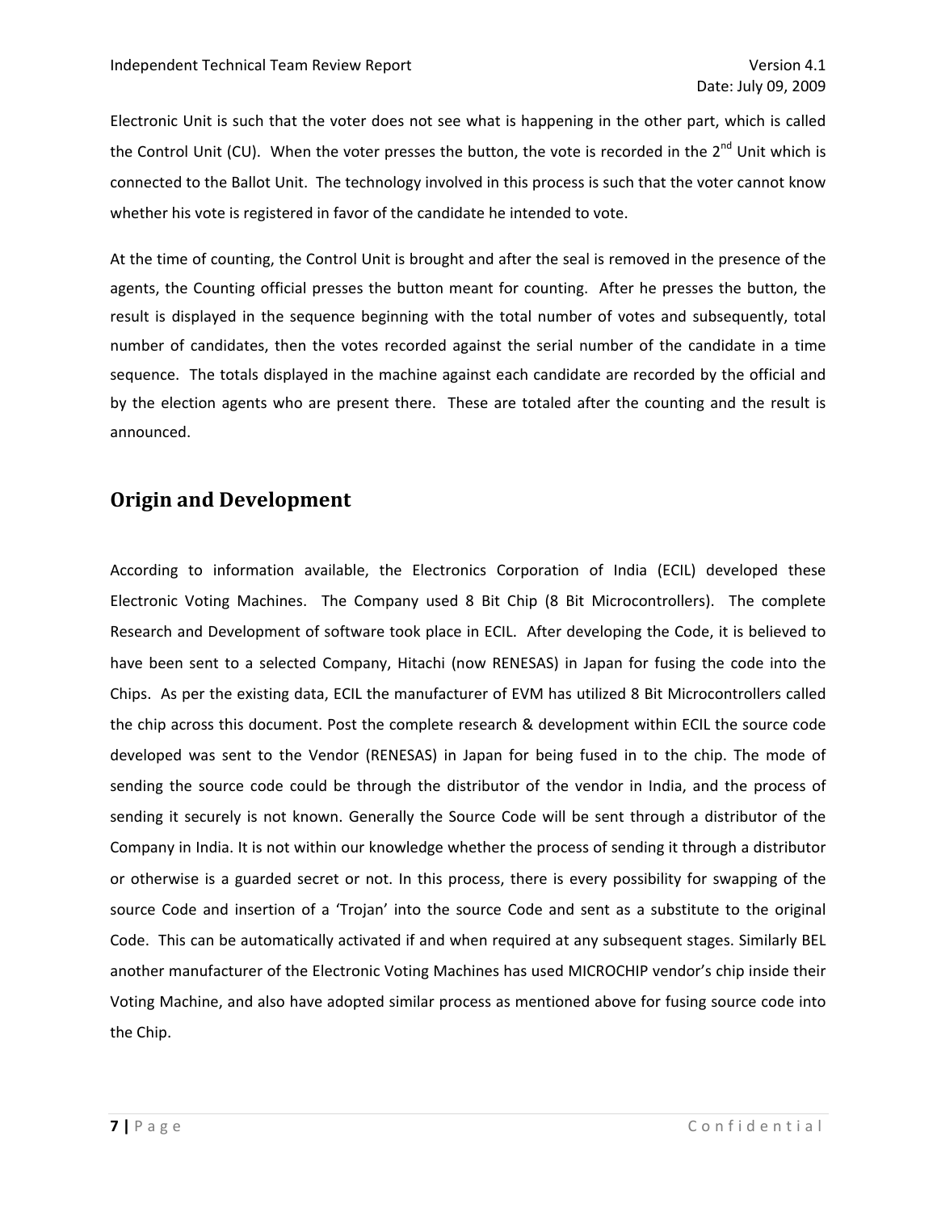Electronic Unit is such that the voter does not see what is happening in the other part, which is called the Control Unit (CU). When the voter presses the button, the vote is recorded in the 2nd Unit which is connected to the Ballot Unit. The technology involved in this process is such that the voter cannot know whether his vote is registered in favor of the candidate he intended to vote.

At the time of counting, the Control Unit is brought and after the seal is removed in the presence of the agents, the Counting official presses the button meant for counting. After he presses the button, the result is displayed in the sequence beginning with the total number of votes and subsequently, total number of candidates, then the votes recorded against the serial number of the candidate in a time sequence. The totals displayed in the machine against each candidate are recorded by the official and by the election agents who are present there. These are totaled after the counting and the result is announced.

## Origin and Development

According to information available, the Electronics Corporation of India (ECIL) developed these Electronic Voting Machines. The Company used 8 Bit Chip (8 Bit Microcontrollers). The complete Research and Development of software took place in ECIL. After developing the Code, it is believed to have been sent to a selected Company, Hitachi (now RENESAS) in Japan for fusing the code into the Chips. As per the existing data, ECIL the manufacturer of EVM has utilized 8 Bit Microcontrollers called the chip across this document. Post the complete research & development within ECIL the source code developed was sent to the Vendor (RENESAS) in Japan for being fused in to the chip. The mode of sending the source code could be through the distributor of the vendor in India, and the process of sending it securely is not known. Generally the Source Code will be sent through a distributor of the Company in India. It is not within our knowledge whether the process of sending it through a distributor or otherwise is a guarded secret or not. In this process, there is every possibility for swapping of the source Code and insertion of a 'Trojan' into the source Code and sent as a substitute to the original Code. This can be automatically activated if and when required at any subsequent stages. Similarly BEL another manufacturer of the Electronic Voting Machines has used MICROCHIP vendor's chip inside their Voting Machine, and also have adopted similar process as mentioned above for fusing source code into the Chip.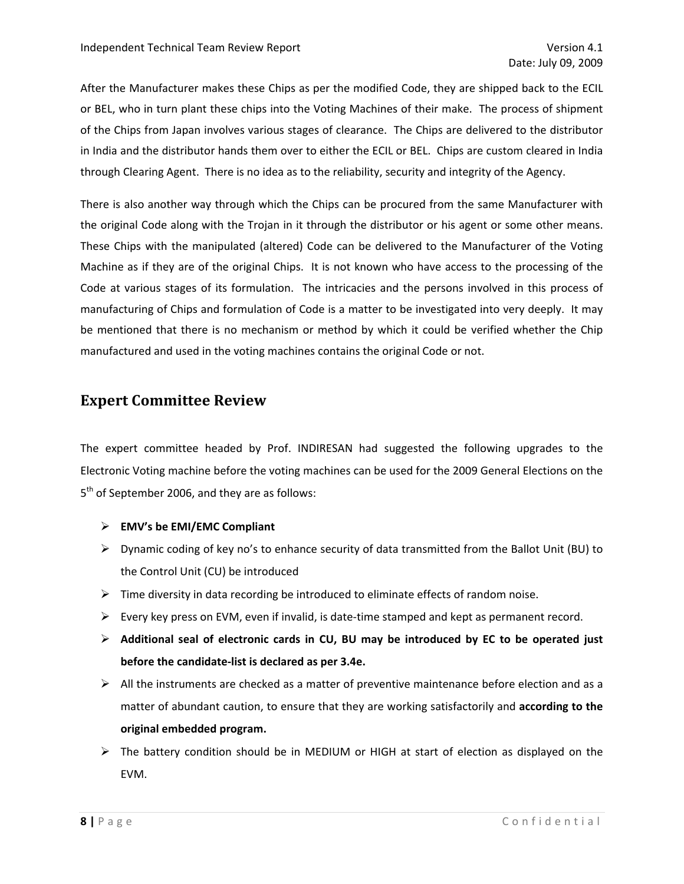After the Manufacturer makes these Chips as per the modified Code, they are shipped back to the ECIL or BEL, who in turn plant these chips into the Voting Machines of their make. The process of shipment of the Chips from Japan involves various stages of clearance. The Chips are delivered to the distributor in India and the distributor hands them over to either the ECIL or BEL. Chips are custom cleared in India through Clearing Agent. There is no idea as to the reliability, security and integrity of the Agency.

There is also another way through which the Chips can be procured from the same Manufacturer with the original Code along with the Trojan in it through the distributor or his agent or some other means. These Chips with the manipulated (altered) Code can be delivered to the Manufacturer of the Voting Machine as if they are of the original Chips. It is not known who have access to the processing of the Code at various stages of its formulation. The intricacies and the persons involved in this process of manufacturing of Chips and formulation of Code is a matter to be investigated into very deeply. It may be mentioned that there is no mechanism or method by which it could be verified whether the Chip manufactured and used in the voting machines contains the original Code or not.

## Expert Committee Review

The expert committee headed by Prof. INDIRESAN had suggested the following upgrades to the Electronic Voting machine before the voting machines can be used for the 2009 General Elections on the 5th of September 2006, and they are as follows:

- **EMV's be EMI/EMC Compliant**
- Dynamic coding of key no's to enhance security of data transmitted from the Ballot Unit (BU) to the Control Unit (CU) be introduced
- Time diversity in data recording be introduced to eliminate effects of random noise.
- Every key press on EVM, even if invalid, is date-time stamped and kept as permanent record.
- **Additional seal of electronic cards in CU, BU may be introduced by EC to be operated just before the candidate-list is declared as per 3.4e.**
- All the instruments are checked as a matter of preventive maintenance before election and as a matter of abundant caution, to ensure that they are working satisfactorily and **according to the original embedded program.**
- The battery condition should be in MEDIUM or HIGH at start of election as displayed on the EVM.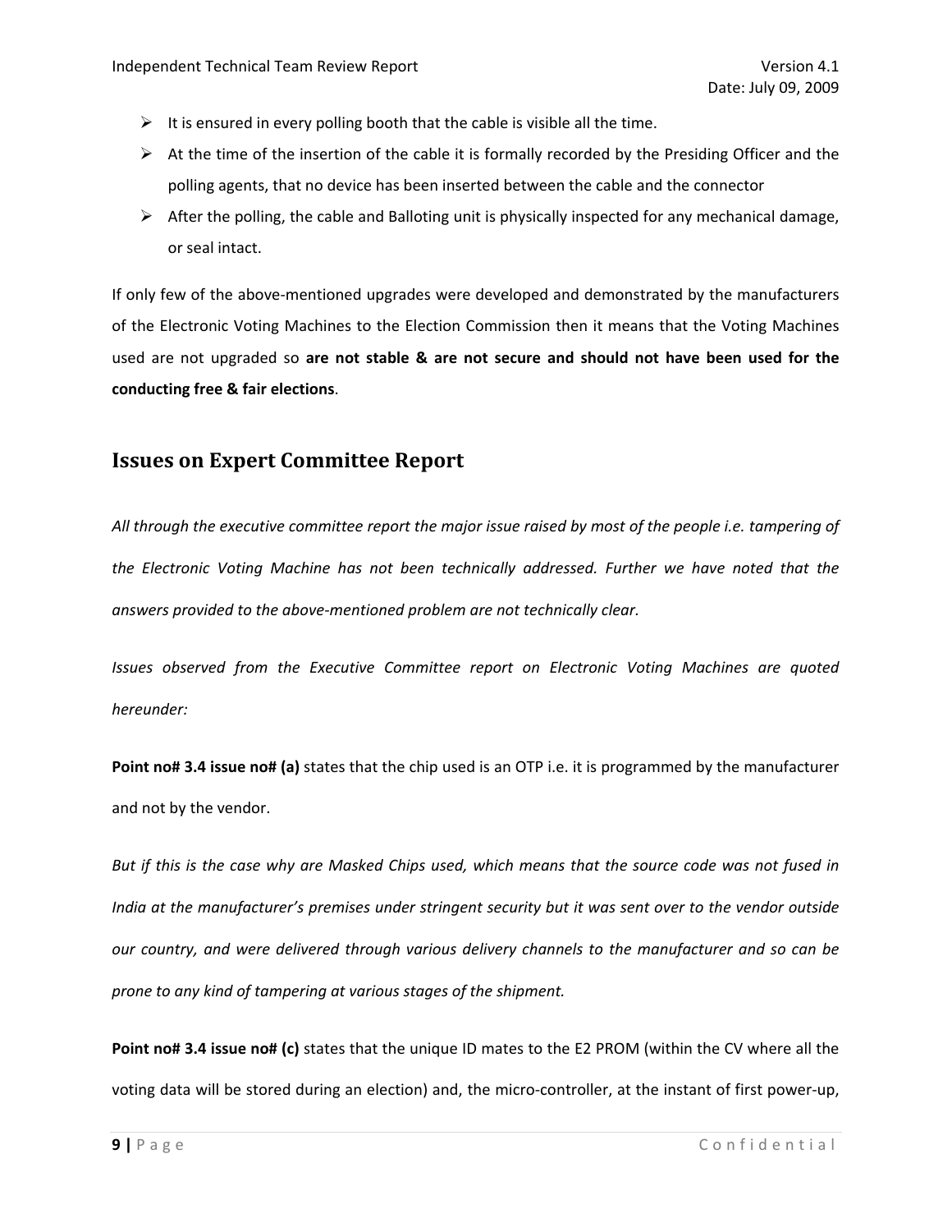- It is ensured in every polling booth that the cable is visible all the time.
- At the time of the insertion of the cable it is formally recorded by the Presiding Officer and the polling agents, that no device has been inserted between the cable and the connector
- After the polling, the cable and Balloting unit is physically inspected for any mechanical damage, or seal intact.

If only few of the above-mentioned upgrades were developed and demonstrated by the manufacturers of the Electronic Voting Machines to the Election Commission then it means that the Voting Machines used are not upgraded so **are not stable & are not secure and should not have been used for the conducting free & fair elections**.

## Issues on Expert Committee Report

*All through the executive committee report the major issue raised by most of the people i.e. tampering of the Electronic Voting Machine has not been technically addressed. Further we have noted that the answers provided to the above-mentioned problem are not technically clear.*

*Issues observed from the Executive Committee report on Electronic Voting Machines are quoted hereunder:*

**Point no# 3.4 issue no# (a)** states that the chip used is an OTP i.e. it is programmed by the manufacturer and not by the vendor.

*But if this is the case why are Masked Chips used, which means that the source code was not fused in India at the manufacturer's premises under stringent security but it was sent over to the vendor outside our country, and were delivered through various delivery channels to the manufacturer and so can be prone to any kind of tampering at various stages of the shipment.*

**Point no# 3.4 issue no# (c)** states that the unique ID mates to the E2 PROM (within the CV where all the voting data will be stored during an election) and, the micro-controller, at the instant of first power-up,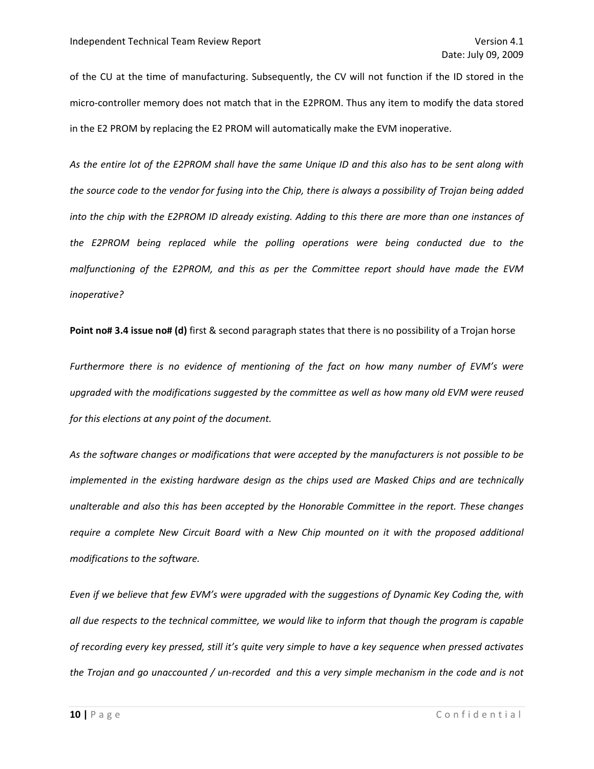of the CU at the time of manufacturing. Subsequently, the CV will not function if the ID stored in the micro-controller memory does not match that in the E2PROM. Thus any item to modify the data stored in the E2 PROM by replacing the E2 PROM will automatically make the EVM inoperative.

*As the entire lot of the E2PROM shall have the same Unique ID and this also has to be sent along with the source code to the vendor for fusing into the Chip, there is always a possibility of Trojan being added into the chip with the E2PROM ID already existing. Adding to this there are more than one instances of the E2PROM being replaced while the polling operations were being conducted due to the malfunctioning of the E2PROM, and this as per the Committee report should have made the EVM inoperative?*

**Point no# 3.4 issue no# (d)** first & second paragraph states that there is no possibility of a Trojan horse

*Furthermore there is no evidence of mentioning of the fact on how many number of EVM's were upgraded with the modifications suggested by the committee as well as how many old EVM were reused for this elections at any point of the document.*

*As the software changes or modifications that were accepted by the manufacturers is not possible to be implemented in the existing hardware design as the chips used are Masked Chips and are technically unalterable and also this has been accepted by the Honorable Committee in the report. These changes require a complete New Circuit Board with a New Chip mounted on it with the proposed additional modifications to the software.*

*Even if we believe that few EVM's were upgraded with the suggestions of Dynamic Key Coding the, with all due respects to the technical committee, we would like to inform that though the program is capable of recording every key pressed, still it's quite very simple to have a key sequence when pressed activates the Trojan and go unaccounted / un-recorded and this a very simple mechanism in the code and is not*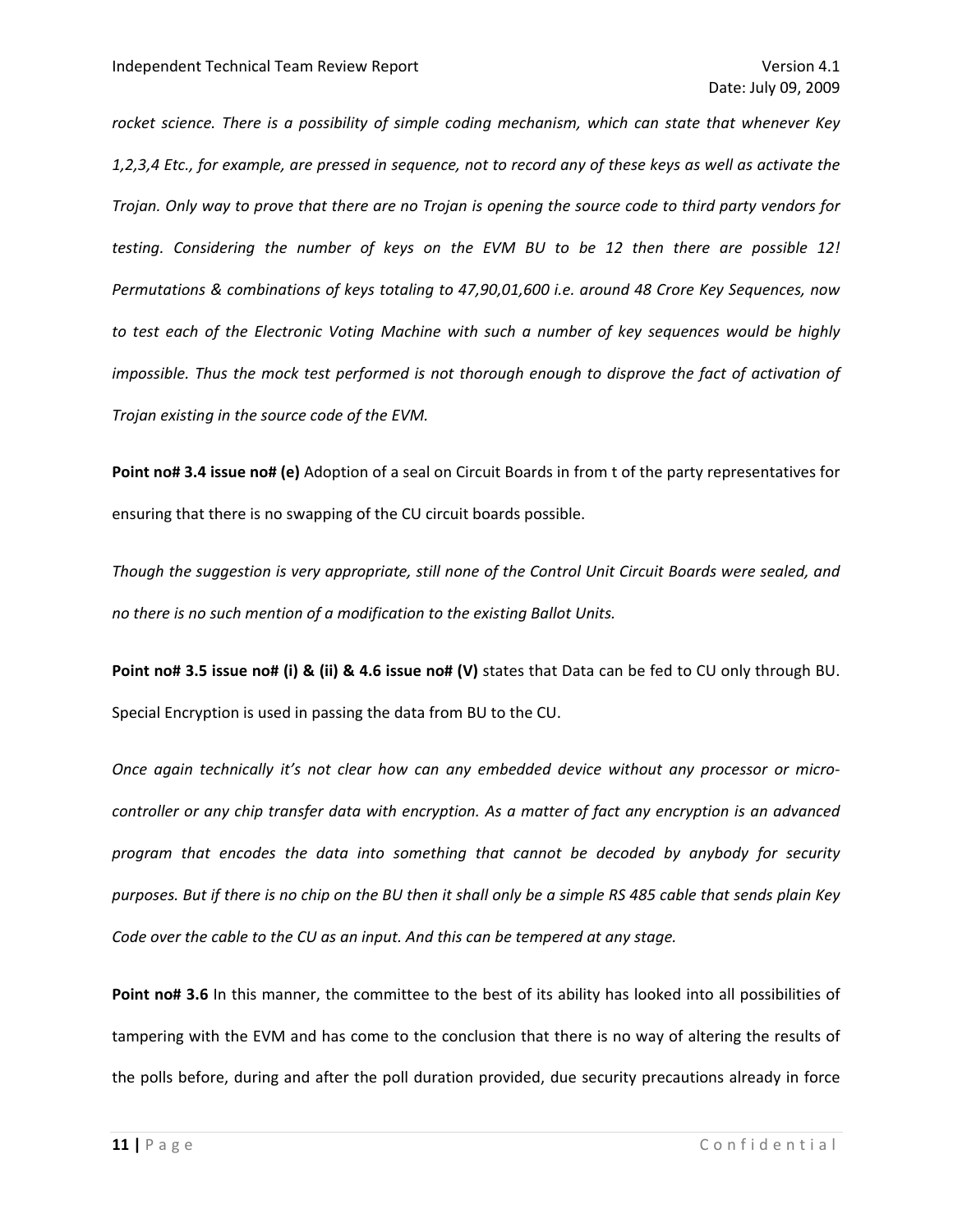*rocket science. There is a possibility of simple coding mechanism, which can state that whenever Key 1,2,3,4 Etc., for example, are pressed in sequence, not to record any of these keys as well as activate the Trojan. Only way to prove that there are no Trojan is opening the source code to third party vendors for testing. Considering the number of keys on the EVM BU to be 12 then there are possible 12! Permutations & combinations of keys totaling to 47,90,01,600 i.e. around 48 Crore Key Sequences, now to test each of the Electronic Voting Machine with such a number of key sequences would be highly impossible. Thus the mock test performed is not thorough enough to disprove the fact of activation of Trojan existing in the source code of the EVM.*

**Point no# 3.4 issue no# (e)** Adoption of a seal on Circuit Boards in from t of the party representatives for ensuring that there is no swapping of the CU circuit boards possible.

*Though the suggestion is very appropriate, still none of the Control Unit Circuit Boards were sealed, and no there is no such mention of a modification to the existing Ballot Units.*

**Point no# 3.5 issue no# (i) & (ii) & 4.6 issue no# (V)** states that Data can be fed to CU only through BU. Special Encryption is used in passing the data from BU to the CU.

*Once again technically it's not clear how can any embedded device without any processor or micro-controller or any chip transfer data with encryption. As a matter of fact any encryption is an advanced program that encodes the data into something that cannot be decoded by anybody for security purposes. But if there is no chip on the BU then it shall only be a simple RS 485 cable that sends plain Key Code over the cable to the CU as an input. And this can be tempered at any stage.*

**Point no# 3.6** In this manner, the committee to the best of its ability has looked into all possibilities of tampering with the EVM and has come to the conclusion that there is no way of altering the results of the polls before, during and after the poll duration provided, due security precautions already in force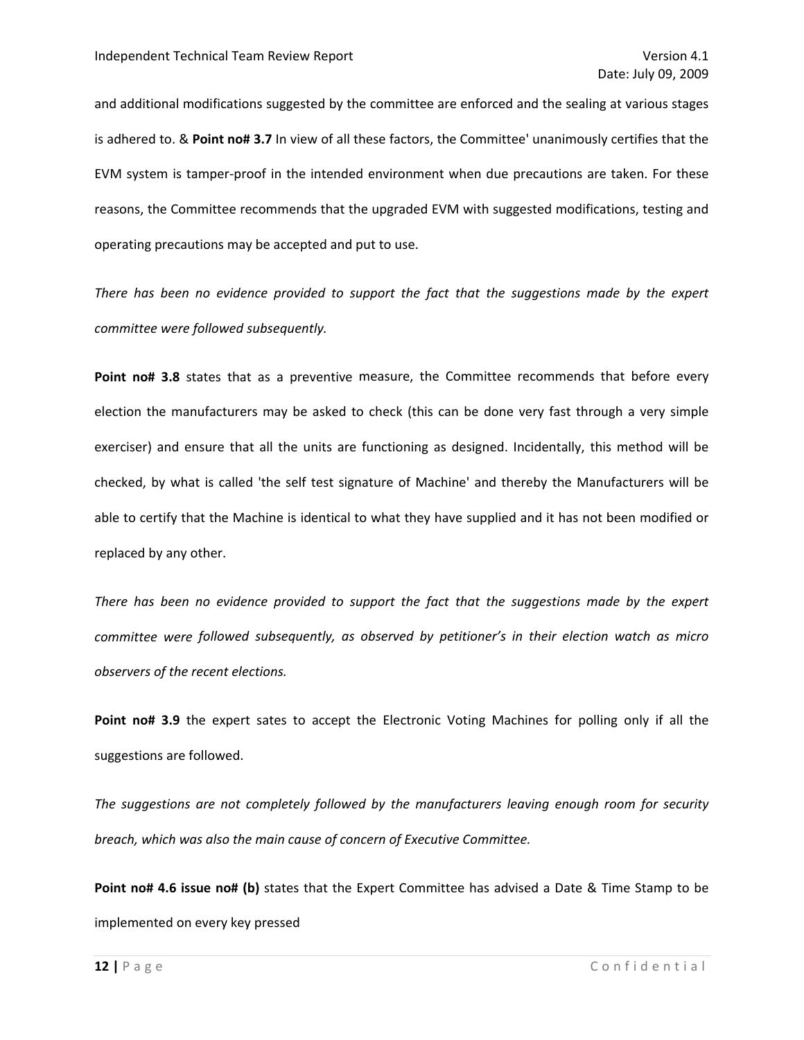and additional modifications suggested by the committee are enforced and the sealing at various stages is adhered to. & **Point no# 3.7** In view of all these factors, the Committee' unanimously certifies that the EVM system is tamper-proof in the intended environment when due precautions are taken. For these reasons, the Committee recommends that the upgraded EVM with suggested modifications, testing and operating precautions may be accepted and put to use.

*There has been no evidence provided to support the fact that the suggestions made by the expert committee were followed subsequently.*

**Point no# 3.8** states that as a preventive measure, the Committee recommends that before every election the manufacturers may be asked to check (this can be done very fast through a very simple exerciser) and ensure that all the units are functioning as designed. Incidentally, this method will be checked, by what is called 'the self test signature of Machine' and thereby the Manufacturers will be able to certify that the Machine is identical to what they have supplied and it has not been modified or replaced by any other.

*There has been no evidence provided to support the fact that the suggestions made by the expert committee were followed subsequently, as observed by petitioner's in their election watch as micro observers of the recent elections.*

**Point no# 3.9** the expert sates to accept the Electronic Voting Machines for polling only if all the suggestions are followed.

*The suggestions are not completely followed by the manufacturers leaving enough room for security breach, which was also the main cause of concern of Executive Committee.*

**Point no# 4.6 issue no# (b)** states that the Expert Committee has advised a Date & Time Stamp to be implemented on every key pressed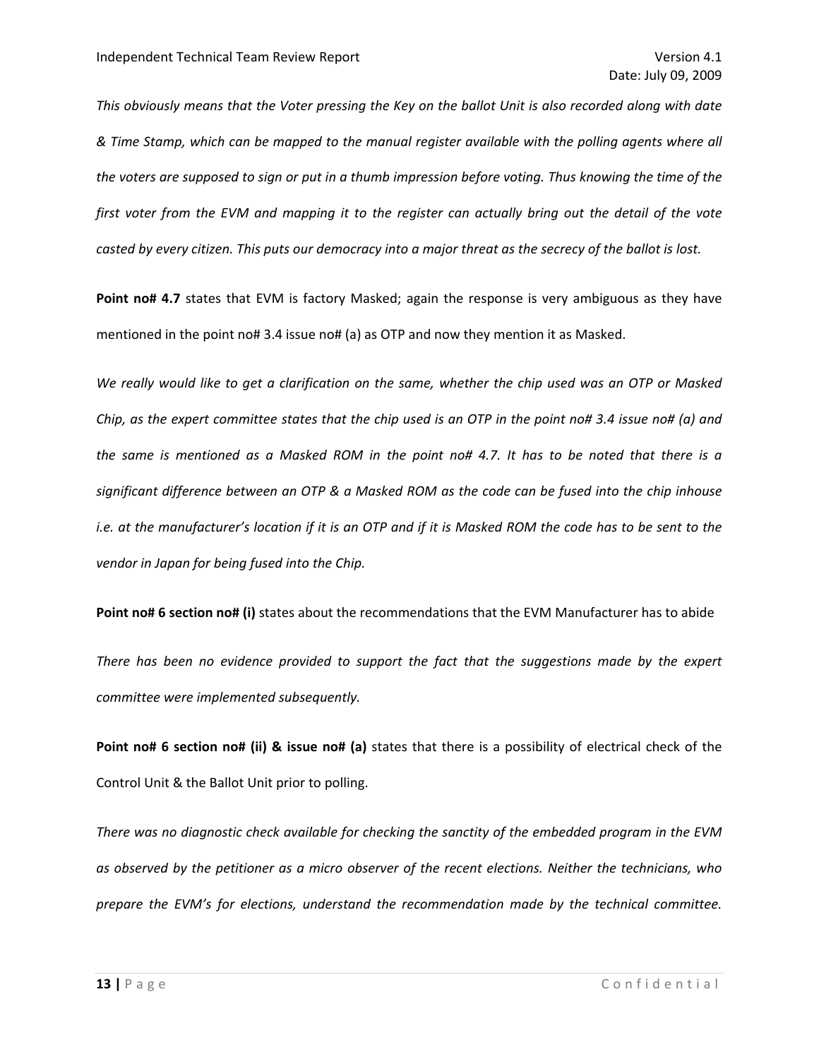*This obviously means that the Voter pressing the Key on the ballot Unit is also recorded along with date & Time Stamp, which can be mapped to the manual register available with the polling agents where all the voters are supposed to sign or put in a thumb impression before voting. Thus knowing the time of the first voter from the EVM and mapping it to the register can actually bring out the detail of the vote casted by every citizen. This puts our democracy into a major threat as the secrecy of the ballot is lost.*

**Point no# 4.7** states that EVM is factory Masked; again the response is very ambiguous as they have mentioned in the point no# 3.4 issue no# (a) as OTP and now they mention it as Masked.

*We really would like to get a clarification on the same, whether the chip used was an OTP or Masked Chip, as the expert committee states that the chip used is an OTP in the point no# 3.4 issue no# (a) and the same is mentioned as a Masked ROM in the point no# 4.7. It has to be noted that there is a significant difference between an OTP & a Masked ROM as the code can be fused into the chip inhouse i.e. at the manufacturer's location if it is an OTP and if it is Masked ROM the code has to be sent to the vendor in Japan for being fused into the Chip.*

**Point no# 6 section no# (i)** states about the recommendations that the EVM Manufacturer has to abide

*There has been no evidence provided to support the fact that the suggestions made by the expert committee were implemented subsequently.*

**Point no# 6 section no# (ii) & issue no# (a)** states that there is a possibility of electrical check of the Control Unit & the Ballot Unit prior to polling.

*There was no diagnostic check available for checking the sanctity of the embedded program in the EVM as observed by the petitioner as a micro observer of the recent elections. Neither the technicians, who prepare the EVM's for elections, understand the recommendation made by the technical committee.*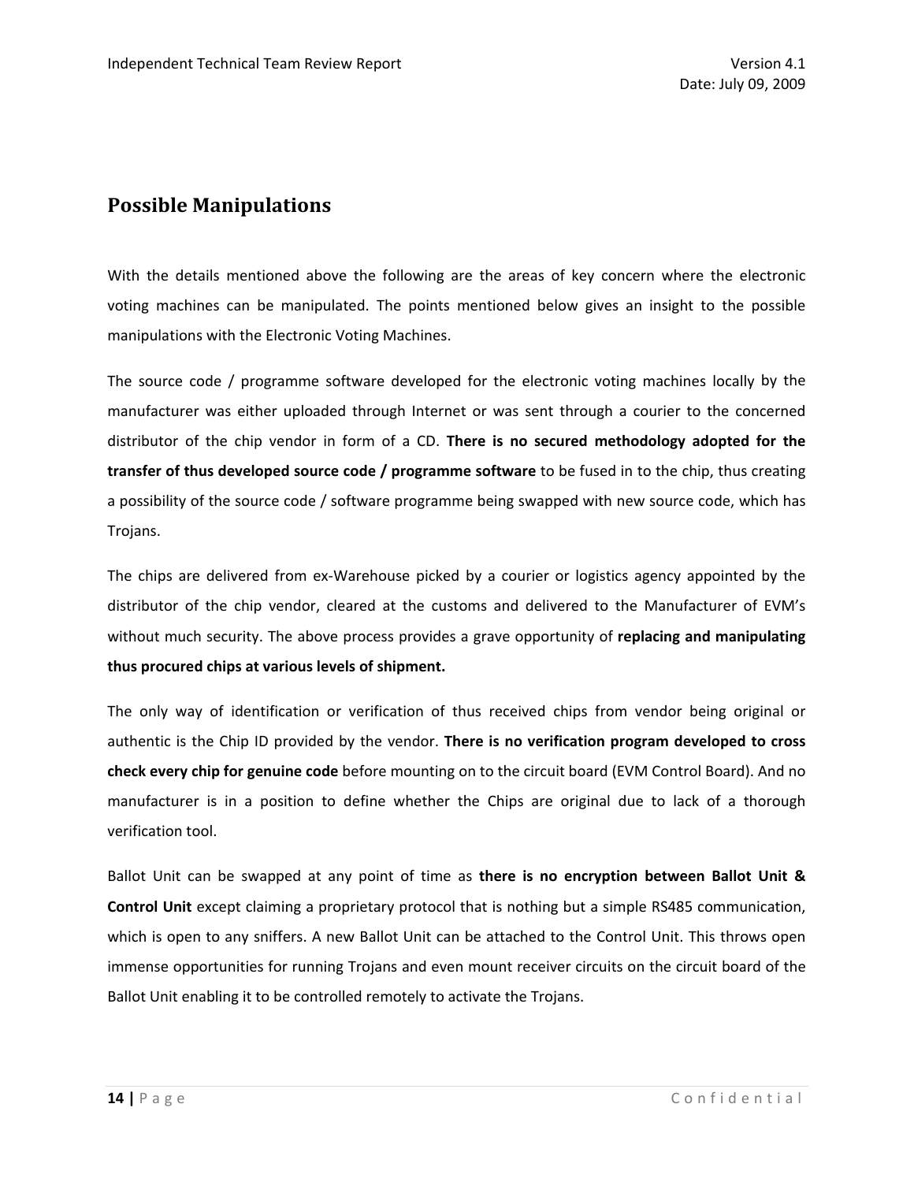## Possible Manipulations

With the details mentioned above the following are the areas of key concern where the electronic voting machines can be manipulated. The points mentioned below gives an insight to the possible manipulations with the Electronic Voting Machines.

The source code / programme software developed for the electronic voting machines locally by the manufacturer was either uploaded through Internet or was sent through a courier to the concerned distributor of the chip vendor in form of a CD. **There is no secured methodology adopted for the transfer of thus developed source code / programme software** to be fused in to the chip, thus creating a possibility of the source code / software programme being swapped with new source code, which has Trojans.

The chips are delivered from ex-Warehouse picked by a courier or logistics agency appointed by the distributor of the chip vendor, cleared at the customs and delivered to the Manufacturer of EVM's without much security. The above process provides a grave opportunity of **replacing and manipulating thus procured chips at various levels of shipment.**

The only way of identification or verification of thus received chips from vendor being original or authentic is the Chip ID provided by the vendor. **There is no verification program developed to cross check every chip for genuine code** before mounting on to the circuit board (EVM Control Board). And no manufacturer is in a position to define whether the Chips are original due to lack of a thorough verification tool.

Ballot Unit can be swapped at any point of time as **there is no encryption between Ballot Unit & Control Unit** except claiming a proprietary protocol that is nothing but a simple RS485 communication, which is open to any sniffers. A new Ballot Unit can be attached to the Control Unit. This throws open immense opportunities for running Trojans and even mount receiver circuits on the circuit board of the Ballot Unit enabling it to be controlled remotely to activate the Trojans.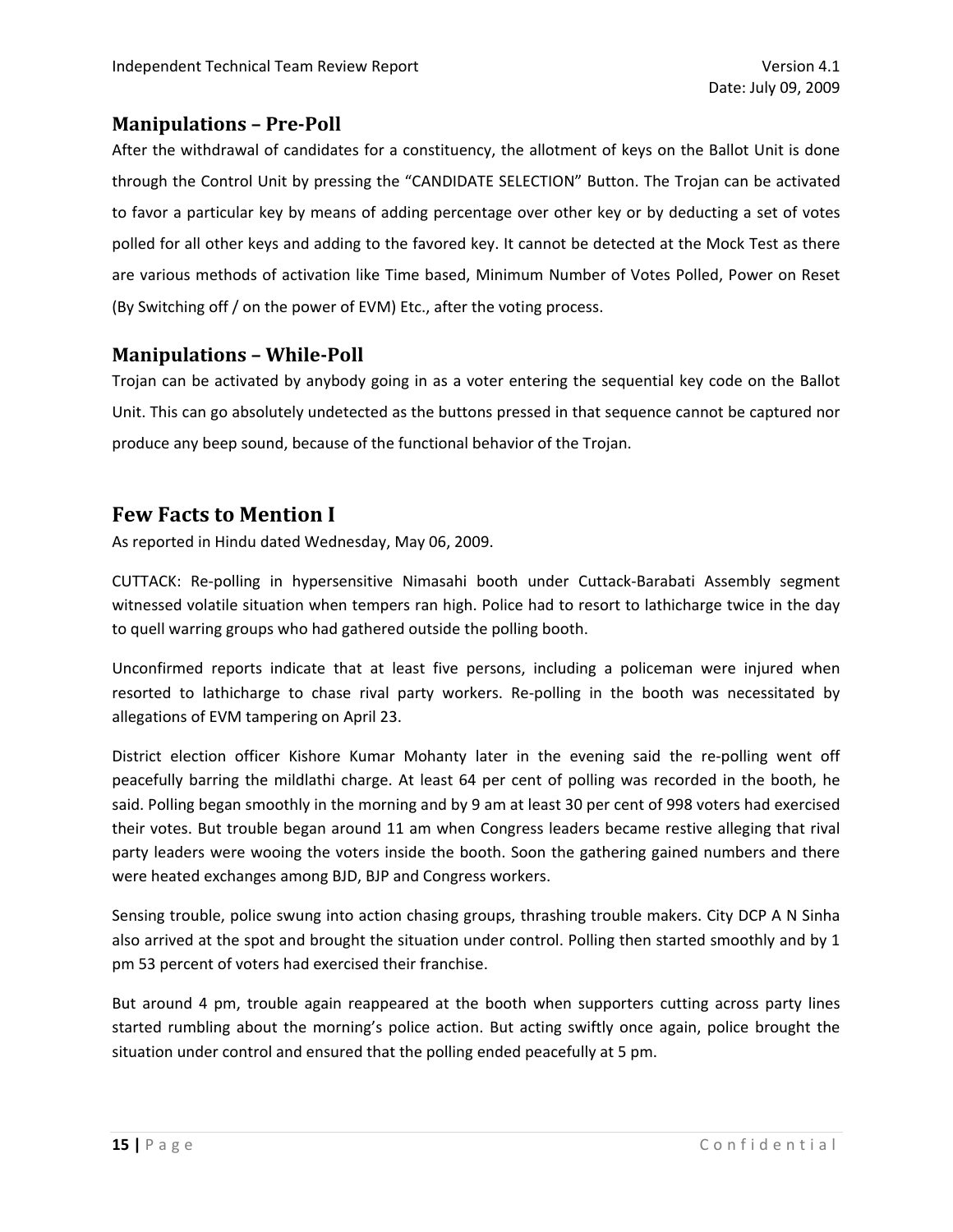## Manipulations – Pre-Poll

After the withdrawal of candidates for a constituency, the allotment of keys on the Ballot Unit is done through the Control Unit by pressing the "CANDIDATE SELECTION" Button. The Trojan can be activated to favor a particular key by means of adding percentage over other key or by deducting a set of votes polled for all other keys and adding to the favored key. It cannot be detected at the Mock Test as there are various methods of activation like Time based, Minimum Number of Votes Polled, Power on Reset (By Switching off / on the power of EVM) Etc., after the voting process.

## Manipulations – While-Poll

Trojan can be activated by anybody going in as a voter entering the sequential key code on the Ballot Unit. This can go absolutely undetected as the buttons pressed in that sequence cannot be captured nor produce any beep sound, because of the functional behavior of the Trojan.

# Few Facts to Mention I

As reported in Hindu dated Wednesday, May 06, 2009.

CUTTACK: Re-polling in hypersensitive Nimasahi booth under Cuttack-Barabati Assembly segment witnessed volatile situation when tempers ran high. Police had to resort to lathicharge twice in the day to quell warring groups who had gathered outside the polling booth.

Unconfirmed reports indicate that at least five persons, including a policeman were injured when resorted to lathicharge to chase rival party workers. Re-polling in the booth was necessitated by allegations of EVM tampering on April 23.

District election officer Kishore Kumar Mohanty later in the evening said the re-polling went off peacefully barring the mildlathi charge. At least 64 per cent of polling was recorded in the booth, he said. Polling began smoothly in the morning and by 9 am at least 30 per cent of 998 voters had exercised their votes. But trouble began around 11 am when Congress leaders became restive alleging that rival party leaders were wooing the voters inside the booth. Soon the gathering gained numbers and there were heated exchanges among BJD, BJP and Congress workers.

Sensing trouble, police swung into action chasing groups, thrashing trouble makers. City DCP A N Sinha also arrived at the spot and brought the situation under control. Polling then started smoothly and by 1 pm 53 percent of voters had exercised their franchise.

But around 4 pm, trouble again reappeared at the booth when supporters cutting across party lines started rumbling about the morning's police action. But acting swiftly once again, police brought the situation under control and ensured that the polling ended peacefully at 5 pm.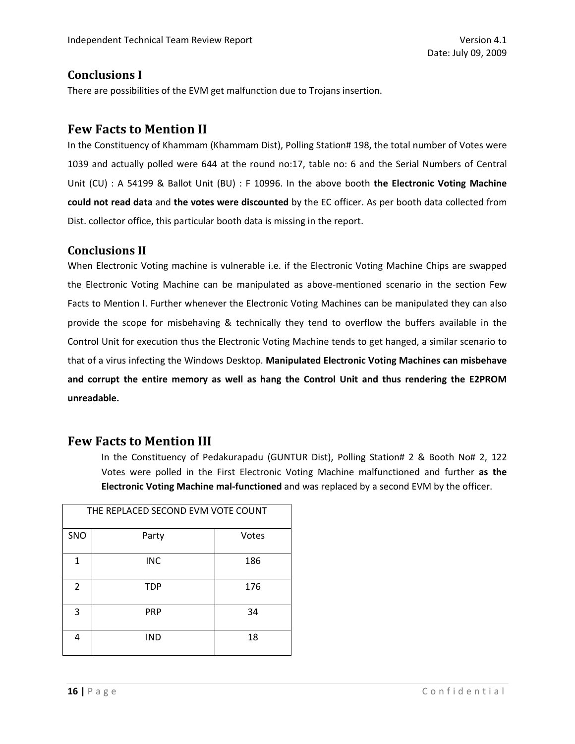## Conclusions I

There are possibilities of the EVM get malfunction due to Trojans insertion.

## Few Facts to Mention II

In the Constituency of Khammam (Khammam Dist), Polling Station# 198, the total number of Votes were 1039 and actually polled were 644 at the round no:17, table no: 6 and the Serial Numbers of Central Unit (CU) : A 54199 & Ballot Unit (BU) : F 10996. In the above booth **the Electronic Voting Machine could not read data** and **the votes were discounted** by the EC officer. As per booth data collected from Dist. collector office, this particular booth data is missing in the report.

## Conclusions II

When Electronic Voting machine is vulnerable i.e. if the Electronic Voting Machine Chips are swapped the Electronic Voting Machine can be manipulated as above-mentioned scenario in the section Few Facts to Mention I. Further whenever the Electronic Voting Machines can be manipulated they can also provide the scope for misbehaving & technically they tend to overflow the buffers available in the Control Unit for execution thus the Electronic Voting Machine tends to get hanged, a similar scenario to that of a virus infecting the Windows Desktop. **Manipulated Electronic Voting Machines can misbehave and corrupt the entire memory as well as hang the Control Unit and thus rendering the E2PROM unreadable.**

## Few Facts to Mention III

In the Constituency of Pedakurapadu (GUNTUR Dist), Polling Station# 2 & Booth No# 2, 122 Votes were polled in the First Electronic Voting Machine malfunctioned and further **as the Electronic Voting Machine mal-functioned** and was replaced by a second EVM by the officer.

| THE REPLACED SECOND EVM VOTE COUNT | | |
|---|---|---|
| SNO | Party | Votes |
| 1 | INC | 186 |
| 2 | TDP | 176 |
| 3 | PRP | 34 |
| 4 | IND | 18 |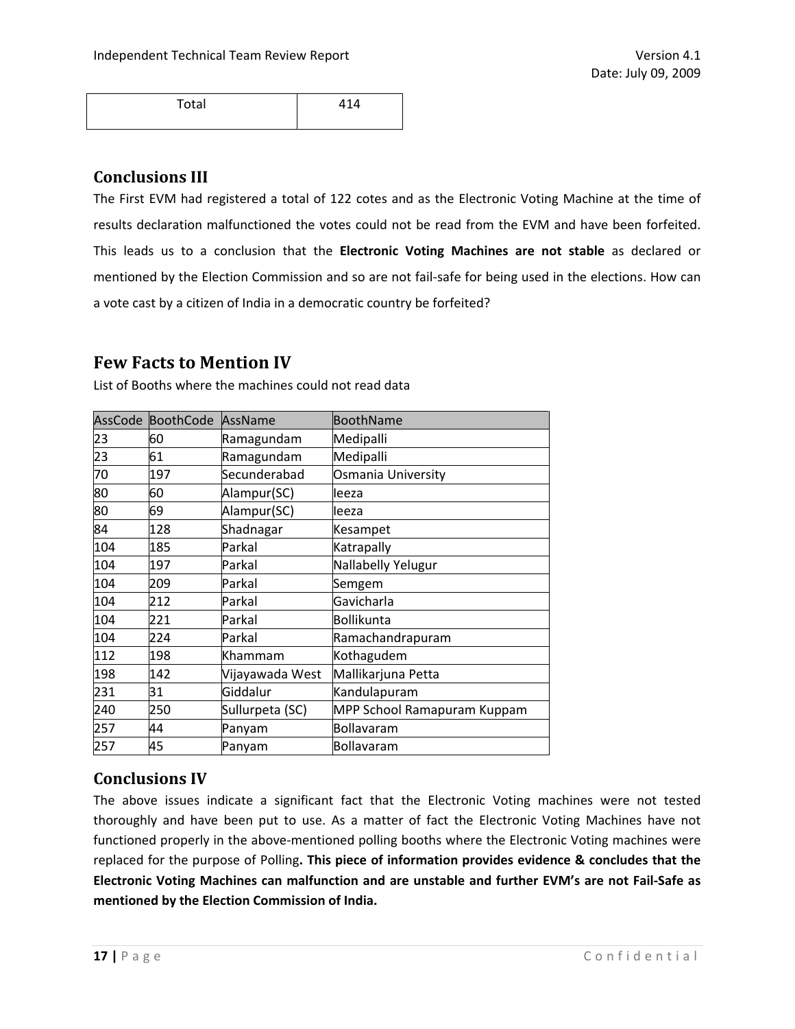| Total | 414 |
| --- | --- |

## Conclusions III

The First EVM had registered a total of 122 cotes and as the Electronic Voting Machine at the time of results declaration malfunctioned the votes could not be read from the EVM and have been forfeited. This leads us to a conclusion that the **Electronic Voting Machines are not stable** as declared or mentioned by the Election Commission and so are not fail-safe for being used in the elections. How can a vote cast by a citizen of India in a democratic country be forfeited?

## Few Facts to Mention IV

List of Booths where the machines could not read data

| AssCode | BoothCode | AssName | BoothName |
| --- | --- | --- | --- |
| 23 | 60 | Ramagundam | Medipalli |
| 23 | 61 | Ramagundam | Medipalli |
| 70 | 197 | Secunderabad | Osmania University |
| 80 | 60 | Alampur(SC) | Ieeza |
| 80 | 69 | Alampur(SC) | Ieeza |
| 84 | 128 | Shadnagar | Kesampet |
| 104 | 185 | Parkal | Katrapally |
| 104 | 197 | Parkal | Nallabelly Yelugur |
| 104 | 209 | Parkal | Semgem |
| 104 | 212 | Parkal | Gavicharla |
| 104 | 221 | Parkal | Bollikunta |
| 104 | 224 | Parkal | Ramachandrapuram |
| 112 | 198 | Khammam | Kothagudem |
| 198 | 142 | Vijayawada West | Mallikarjuna Petta |
| 231 | 31 | Giddalur | Kandulapuram |
| 240 | 250 | Sullurpeta (SC) | MPP School Ramapuram Kuppam |
| 257 | 44 | Panyam | Bollavaram |
| 257 | 45 | Panyam | Bollavaram |

## Conclusions IV

The above issues indicate a significant fact that the Electronic Voting machines were not tested thoroughly and have been put to use. As a matter of fact the Electronic Voting Machines have not functioned properly in the above-mentioned polling booths where the Electronic Voting machines were replaced for the purpose of Polling**. This piece of information provides evidence & concludes that the Electronic Voting Machines can malfunction and are unstable and further EVM's are not Fail-Safe as mentioned by the Election Commission of India.**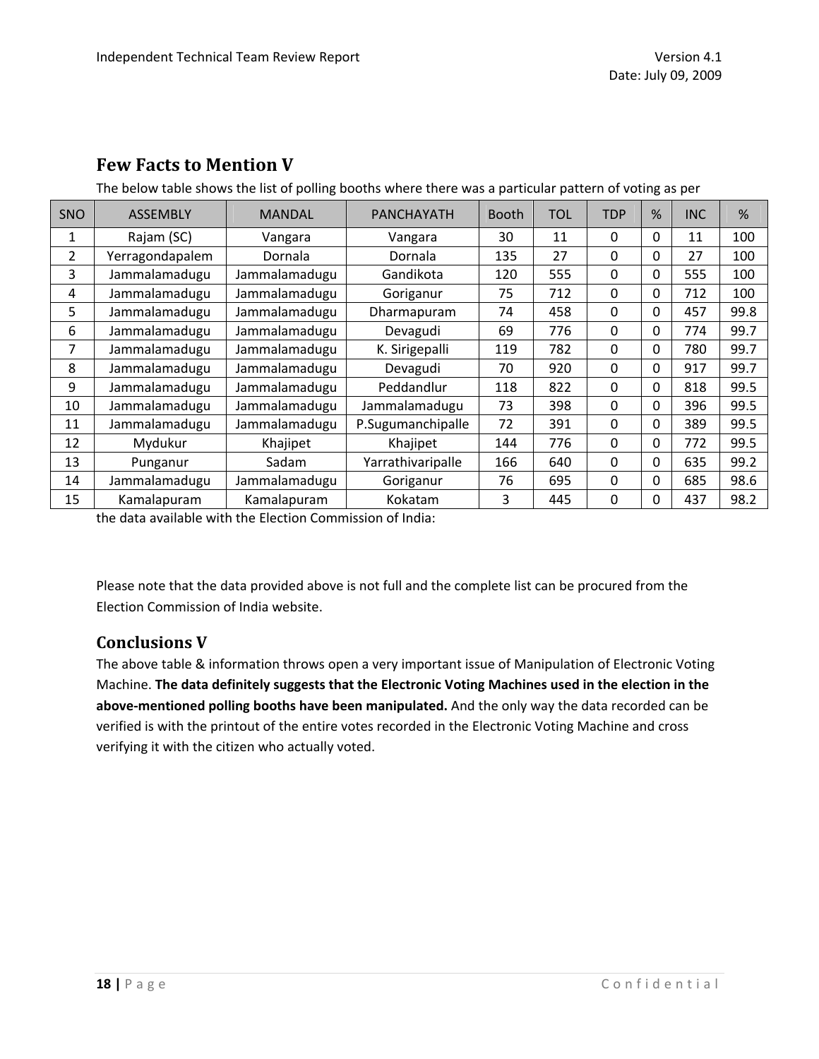## Few Facts to Mention V

The below table shows the list of polling booths where there was a particular pattern of voting as per the data available with the Election Commission of India:

| SNO | ASSEMBLY | MANDAL | PANCHAYATH | Booth | TOL | TDP | % | INC | % |
|---|---|---|---|---|---|---|---|---|---|
| 1 | Rajam (SC) | Vangara | Vangara | 30 | 11 | 0 | 0 | 11 | 100 |
| 2 | Yerragondapalem | Dornala | Dornala | 135 | 27 | 0 | 0 | 27 | 100 |
| 3 | Jammalamadugu | Jammalamadugu | Gandikota | 120 | 555 | 0 | 0 | 555 | 100 |
| 4 | Jammalamadugu | Jammalamadugu | Goriganur | 75 | 712 | 0 | 0 | 712 | 100 |
| 5 | Jammalamadugu | Jammalamadugu | Dharmapuram | 74 | 458 | 0 | 0 | 457 | 99.8 |
| 6 | Jammalamadugu | Jammalamadugu | Devagudi | 69 | 776 | 0 | 0 | 774 | 99.7 |
| 7 | Jammalamadugu | Jammalamadugu | K. Sirigepalli | 119 | 782 | 0 | 0 | 780 | 99.7 |
| 8 | Jammalamadugu | Jammalamadugu | Devagudi | 70 | 920 | 0 | 0 | 917 | 99.7 |
| 9 | Jammalamadugu | Jammalamadugu | Peddandlur | 118 | 822 | 0 | 0 | 818 | 99.5 |
| 10 | Jammalamadugu | Jammalamadugu | Jammalamadugu | 73 | 398 | 0 | 0 | 396 | 99.5 |
| 11 | Jammalamadugu | Jammalamadugu | P.Sugumanchipalle | 72 | 391 | 0 | 0 | 389 | 99.5 |
| 12 | Mydukur | Khajipet | Khajipet | 144 | 776 | 0 | 0 | 772 | 99.5 |
| 13 | Punganur | Sadam | Yarrathivaripalle | 166 | 640 | 0 | 0 | 635 | 99.2 |
| 14 | Jammalamadugu | Jammalamadugu | Goriganur | 76 | 695 | 0 | 0 | 685 | 98.6 |
| 15 | Kamalapuram | Kamalapuram | Kokatam | 3 | 445 | 0 | 0 | 437 | 98.2 |

Please note that the data provided above is not full and the complete list can be procured from the Election Commission of India website.

## Conclusions V

The above table & information throws open a very important issue of Manipulation of Electronic Voting Machine. **The data definitely suggests that the Electronic Voting Machines used in the election in the above-mentioned polling booths have been manipulated.** And the only way the data recorded can be verified is with the printout of the entire votes recorded in the Electronic Voting Machine and cross verifying it with the citizen who actually voted.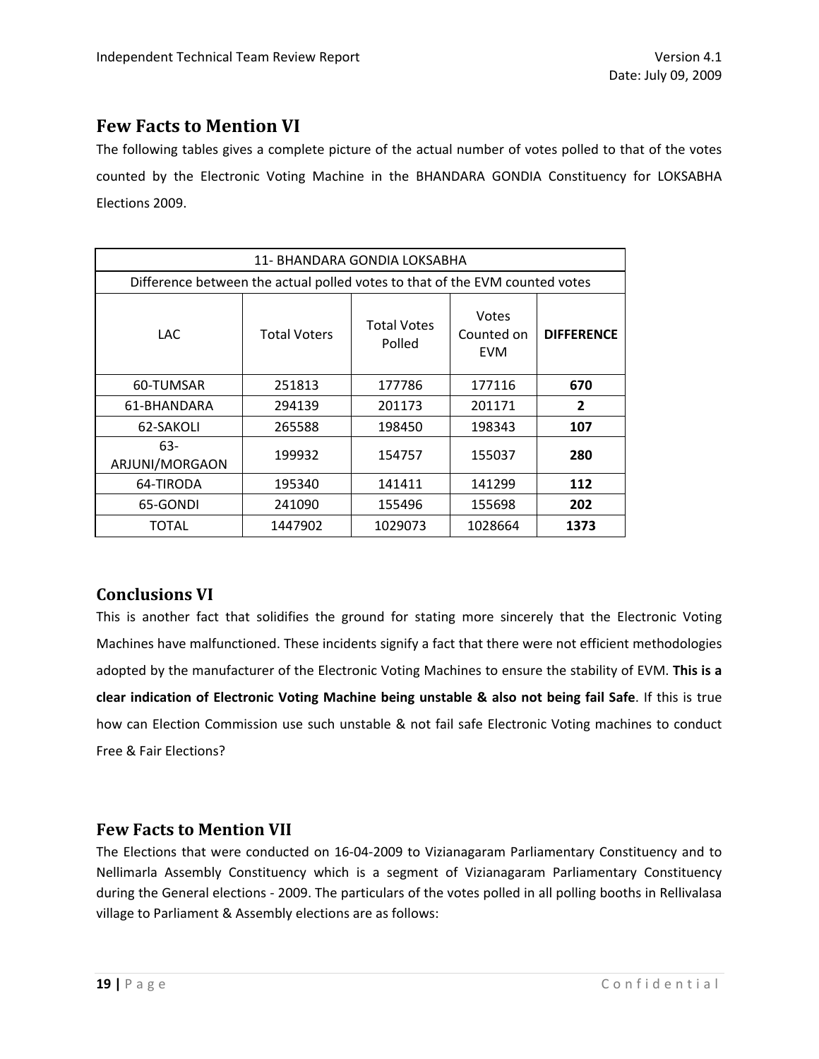## Few Facts to Mention VI

The following tables gives a complete picture of the actual number of votes polled to that of the votes counted by the Electronic Voting Machine in the BHANDARA GONDIA Constituency for LOKSABHA Elections 2009.

| 11- BHANDARA GONDIA LOKSABHA | | | | |
|---|---|---|---|---|
| Difference between the actual polled votes to that of the EVM counted votes | | | | |
| LAC | Total Voters | Total Votes Polled | Votes Counted on EVM | **DIFFERENCE** |
| 60-TUMSAR | 251813 | 177786 | 177116 | **670** |
| 61-BHANDARA | 294139 | 201173 | 201171 | **2** |
| 62-SAKOLI | 265588 | 198450 | 198343 | **107** |
| 63-ARJUNI/MORGAON | 199932 | 154757 | 155037 | **280** |
| 64-TIRODA | 195340 | 141411 | 141299 | **112** |
| 65-GONDI | 241090 | 155496 | 155698 | **202** |
| TOTAL | 1447902 | 1029073 | 1028664 | **1373** |

## Conclusions VI

This is another fact that solidifies the ground for stating more sincerely that the Electronic Voting Machines have malfunctioned. These incidents signify a fact that there were not efficient methodologies adopted by the manufacturer of the Electronic Voting Machines to ensure the stability of EVM. **This is a clear indication of Electronic Voting Machine being unstable & also not being fail Safe**. If this is true how can Election Commission use such unstable & not fail safe Electronic Voting machines to conduct Free & Fair Elections?

## Few Facts to Mention VII

The Elections that were conducted on 16-04-2009 to Vizianagaram Parliamentary Constituency and to Nellimarla Assembly Constituency which is a segment of Vizianagaram Parliamentary Constituency during the General elections - 2009. The particulars of the votes polled in all polling booths in Rellivalasa village to Parliament & Assembly elections are as follows: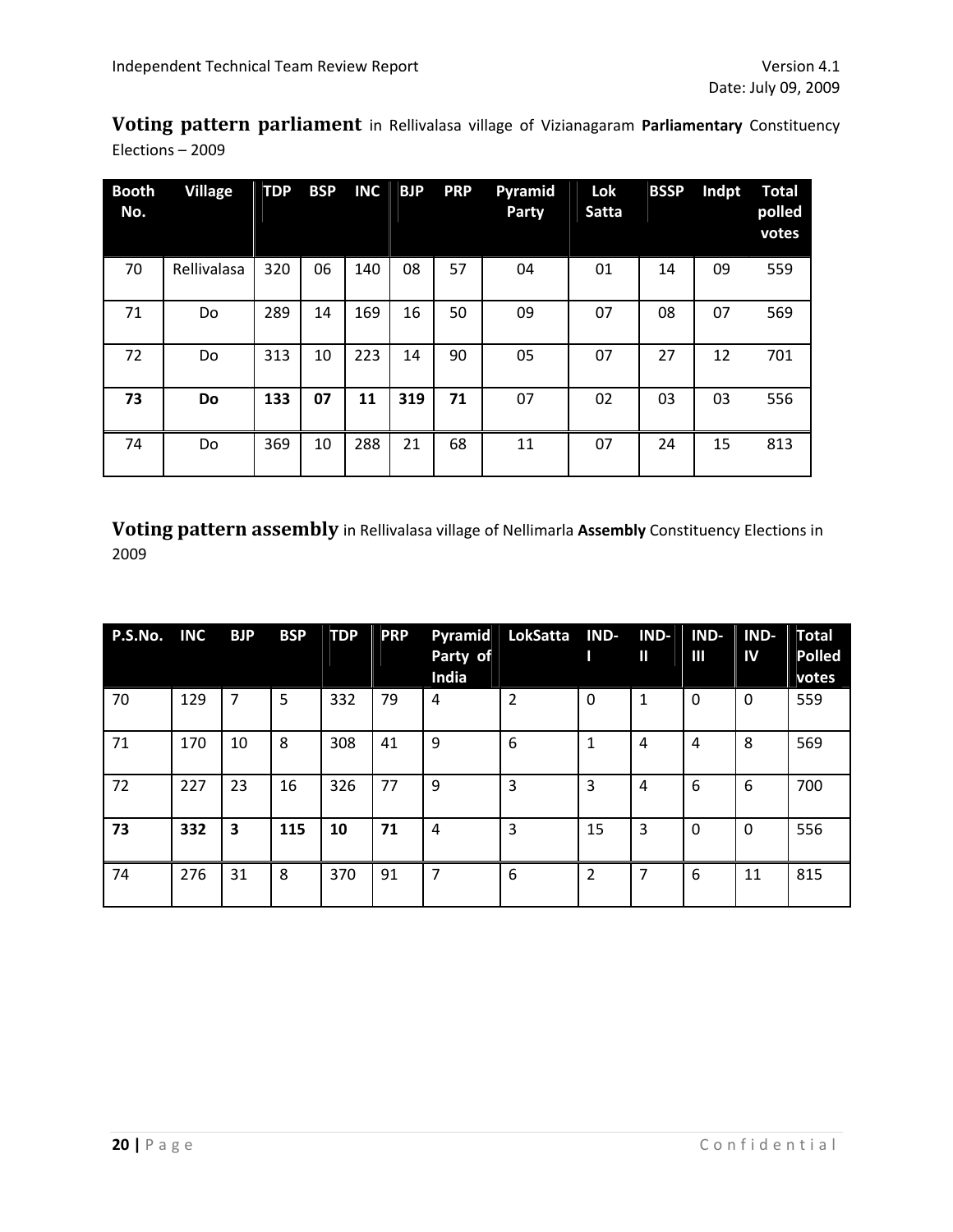**Voting pattern parliament** in Rellivalasa village of Vizianagaram **Parliamentary** Constituency Elections – 2009

| Booth No. | Village | TDP | BSP | INC | BJP | PRP | Pyramid Party | Lok Satta | BSSP | Indpt | Total polled votes |
|---|---|---|---|---|---|---|---|---|---|---|---|
| 70 | Rellivalasa | 320 | 06 | 140 | 08 | 57 | 04 | 01 | 14 | 09 | 559 |
| 71 | Do | 289 | 14 | 169 | 16 | 50 | 09 | 07 | 08 | 07 | 569 |
| 72 | Do | 313 | 10 | 223 | 14 | 90 | 05 | 07 | 27 | 12 | 701 |
| **73** | **Do** | **133** | **07** | **11** | **319** | **71** | 07 | 02 | 03 | 03 | 556 |
| 74 | Do | 369 | 10 | 288 | 21 | 68 | 11 | 07 | 24 | 15 | 813 |

**Voting pattern assembly** in Rellivalasa village of Nellimarla **Assembly** Constituency Elections in 2009

| P.S.No. | INC | BJP | BSP | TDP | PRP | Pyramid Party of India | LokSatta | IND-I | IND-II | IND-III | IND-IV | Total Polled votes |
|---|---|---|---|---|---|---|---|---|---|---|---|---|
| 70 | 129 | 7 | 5 | 332 | 79 | 4 | 2 | 0 | 1 | 0 | 0 | 559 |
| 71 | 170 | 10 | 8 | 308 | 41 | 9 | 6 | 1 | 4 | 4 | 8 | 569 |
| 72 | 227 | 23 | 16 | 326 | 77 | 9 | 3 | 3 | 4 | 6 | 6 | 700 |
| **73** | **332** | **3** | **115** | **10** | **71** | 4 | 3 | 15 | 3 | 0 | 0 | 556 |
| 74 | 276 | 31 | 8 | 370 | 91 | 7 | 6 | 2 | 7 | 6 | 11 | 815 |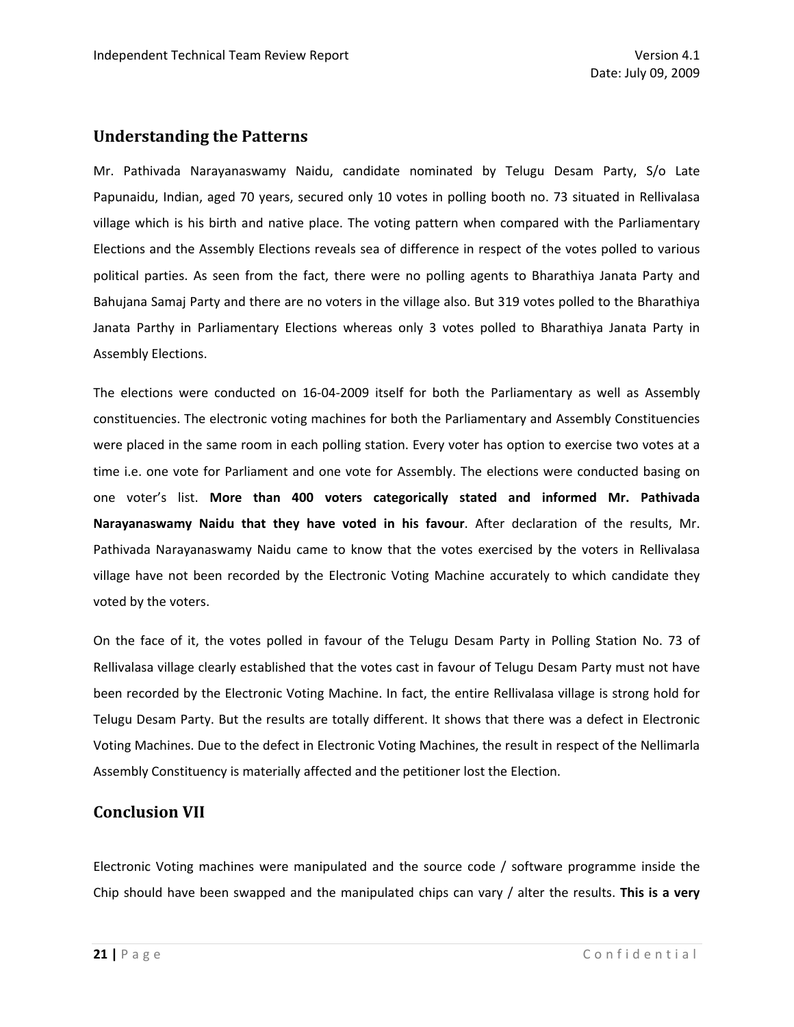## Understanding the Patterns

Mr. Pathivada Narayanaswamy Naidu, candidate nominated by Telugu Desam Party, S/o Late Papunaidu, Indian, aged 70 years, secured only 10 votes in polling booth no. 73 situated in Rellivalasa village which is his birth and native place. The voting pattern when compared with the Parliamentary Elections and the Assembly Elections reveals sea of difference in respect of the votes polled to various political parties. As seen from the fact, there were no polling agents to Bharathiya Janata Party and Bahujana Samaj Party and there are no voters in the village also. But 319 votes polled to the Bharathiya Janata Parthy in Parliamentary Elections whereas only 3 votes polled to Bharathiya Janata Party in Assembly Elections.

The elections were conducted on 16-04-2009 itself for both the Parliamentary as well as Assembly constituencies. The electronic voting machines for both the Parliamentary and Assembly Constituencies were placed in the same room in each polling station. Every voter has option to exercise two votes at a time i.e. one vote for Parliament and one vote for Assembly. The elections were conducted basing on one voter's list. **More than 400 voters categorically stated and informed Mr. Pathivada Narayanaswamy Naidu that they have voted in his favour**. After declaration of the results, Mr. Pathivada Narayanaswamy Naidu came to know that the votes exercised by the voters in Rellivalasa village have not been recorded by the Electronic Voting Machine accurately to which candidate they voted by the voters.

On the face of it, the votes polled in favour of the Telugu Desam Party in Polling Station No. 73 of Rellivalasa village clearly established that the votes cast in favour of Telugu Desam Party must not have been recorded by the Electronic Voting Machine. In fact, the entire Rellivalasa village is strong hold for Telugu Desam Party. But the results are totally different. It shows that there was a defect in Electronic Voting Machines. Due to the defect in Electronic Voting Machines, the result in respect of the Nellimarla Assembly Constituency is materially affected and the petitioner lost the Election.

## Conclusion VII

Electronic Voting machines were manipulated and the source code / software programme inside the Chip should have been swapped and the manipulated chips can vary / alter the results. **This is a very**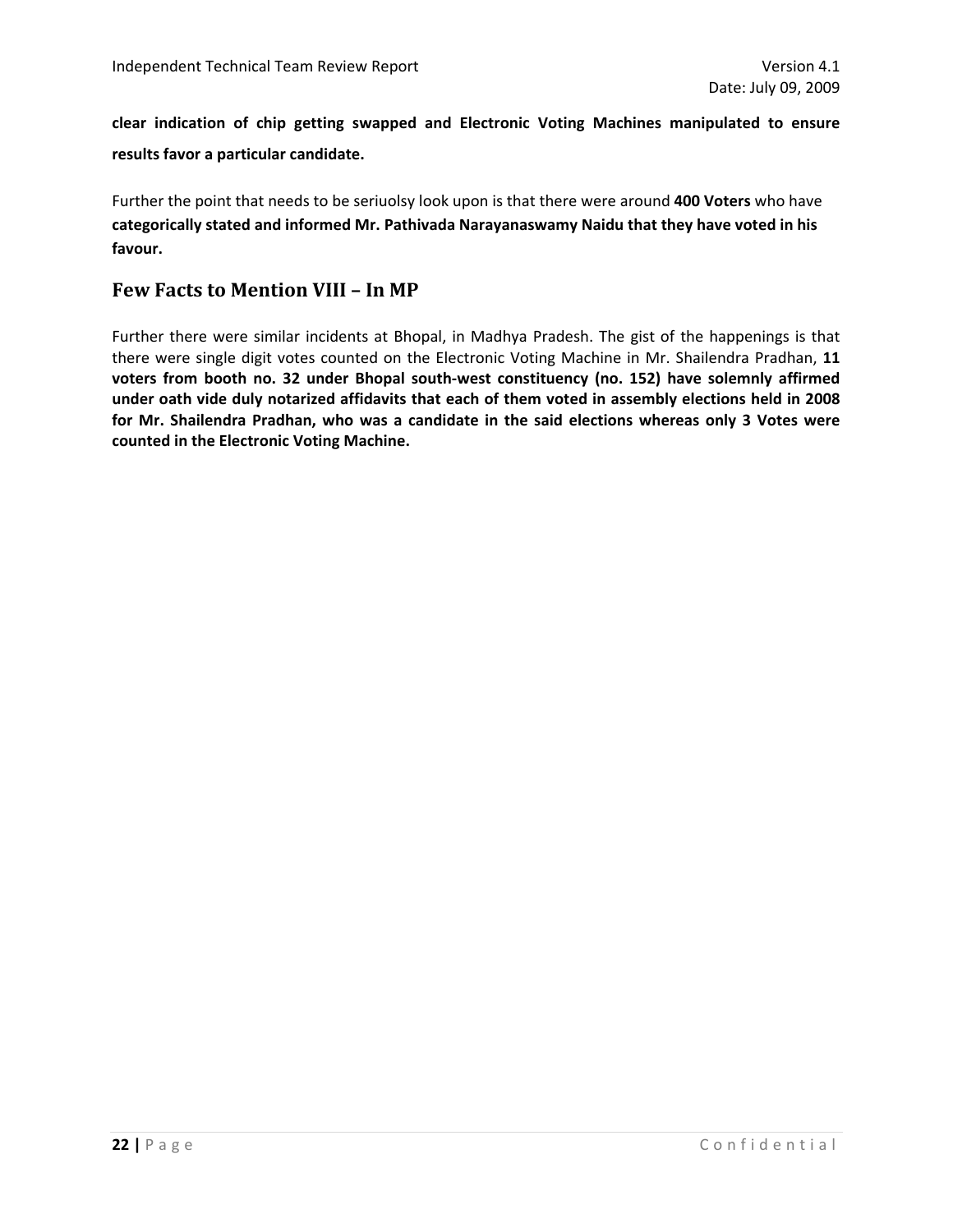**clear indication of chip getting swapped and Electronic Voting Machines manipulated to ensure results favor a particular candidate.**

Further the point that needs to be seriuolsy look upon is that there were around **400 Voters** who have **categorically stated and informed Mr. Pathivada Narayanaswamy Naidu that they have voted in his favour.**

## Few Facts to Mention VIII – In MP

Further there were similar incidents at Bhopal, in Madhya Pradesh. The gist of the happenings is that there were single digit votes counted on the Electronic Voting Machine in Mr. Shailendra Pradhan, **11 voters from booth no. 32 under Bhopal south-west constituency (no. 152) have solemnly affirmed under oath vide duly notarized affidavits that each of them voted in assembly elections held in 2008 for Mr. Shailendra Pradhan, who was a candidate in the said elections whereas only 3 Votes were counted in the Electronic Voting Machine.**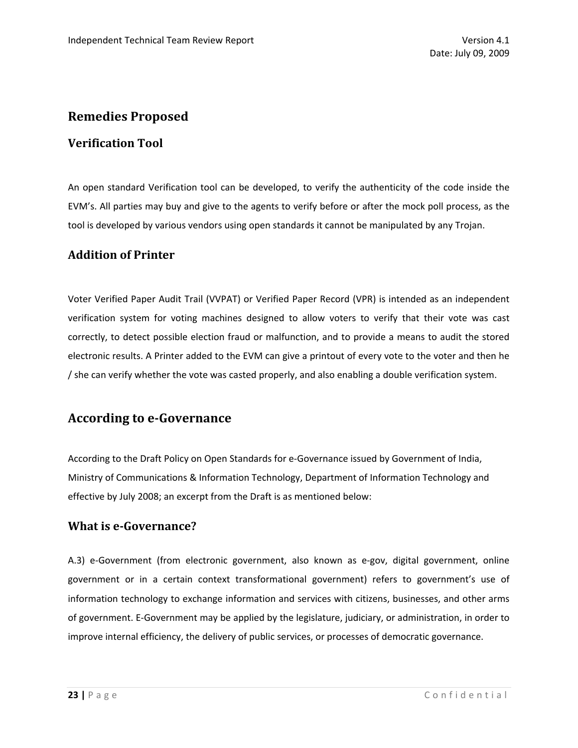## Remedies Proposed

### Verification Tool

An open standard Verification tool can be developed, to verify the authenticity of the code inside the EVM's. All parties may buy and give to the agents to verify before or after the mock poll process, as the tool is developed by various vendors using open standards it cannot be manipulated by any Trojan.

### Addition of Printer

Voter Verified Paper Audit Trail (VVPAT) or Verified Paper Record (VPR) is intended as an independent verification system for voting machines designed to allow voters to verify that their vote was cast correctly, to detect possible election fraud or malfunction, and to provide a means to audit the stored electronic results. A Printer added to the EVM can give a printout of every vote to the voter and then he / she can verify whether the vote was casted properly, and also enabling a double verification system.

## According to e-Governance

According to the Draft Policy on Open Standards for e-Governance issued by Government of India, Ministry of Communications & Information Technology, Department of Information Technology and effective by July 2008; an excerpt from the Draft is as mentioned below:

### What is e-Governance?

A.3) e-Government (from electronic government, also known as e-gov, digital government, online government or in a certain context transformational government) refers to government's use of information technology to exchange information and services with citizens, businesses, and other arms of government. E-Government may be applied by the legislature, judiciary, or administration, in order to improve internal efficiency, the delivery of public services, or processes of democratic governance.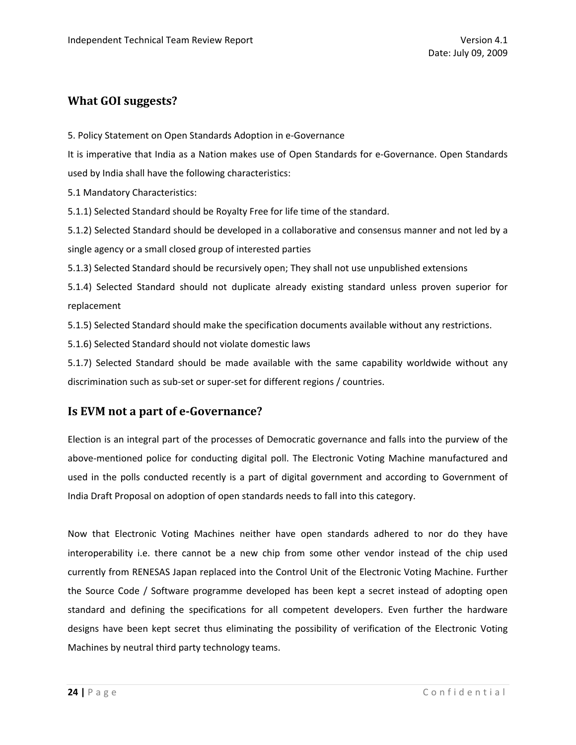## What GOI suggests?

5. Policy Statement on Open Standards Adoption in e-Governance

It is imperative that India as a Nation makes use of Open Standards for e-Governance. Open Standards used by India shall have the following characteristics:

5.1 Mandatory Characteristics:

5.1.1) Selected Standard should be Royalty Free for life time of the standard.

5.1.2) Selected Standard should be developed in a collaborative and consensus manner and not led by a single agency or a small closed group of interested parties

5.1.3) Selected Standard should be recursively open; They shall not use unpublished extensions

5.1.4) Selected Standard should not duplicate already existing standard unless proven superior for replacement

5.1.5) Selected Standard should make the specification documents available without any restrictions.

5.1.6) Selected Standard should not violate domestic laws

5.1.7) Selected Standard should be made available with the same capability worldwide without any discrimination such as sub-set or super-set for different regions / countries.

## Is EVM not a part of e-Governance?

Election is an integral part of the processes of Democratic governance and falls into the purview of the above-mentioned police for conducting digital poll. The Electronic Voting Machine manufactured and used in the polls conducted recently is a part of digital government and according to Government of India Draft Proposal on adoption of open standards needs to fall into this category.

Now that Electronic Voting Machines neither have open standards adhered to nor do they have interoperability i.e. there cannot be a new chip from some other vendor instead of the chip used currently from RENESAS Japan replaced into the Control Unit of the Electronic Voting Machine. Further the Source Code / Software programme developed has been kept a secret instead of adopting open standard and defining the specifications for all competent developers. Even further the hardware designs have been kept secret thus eliminating the possibility of verification of the Electronic Voting Machines by neutral third party technology teams.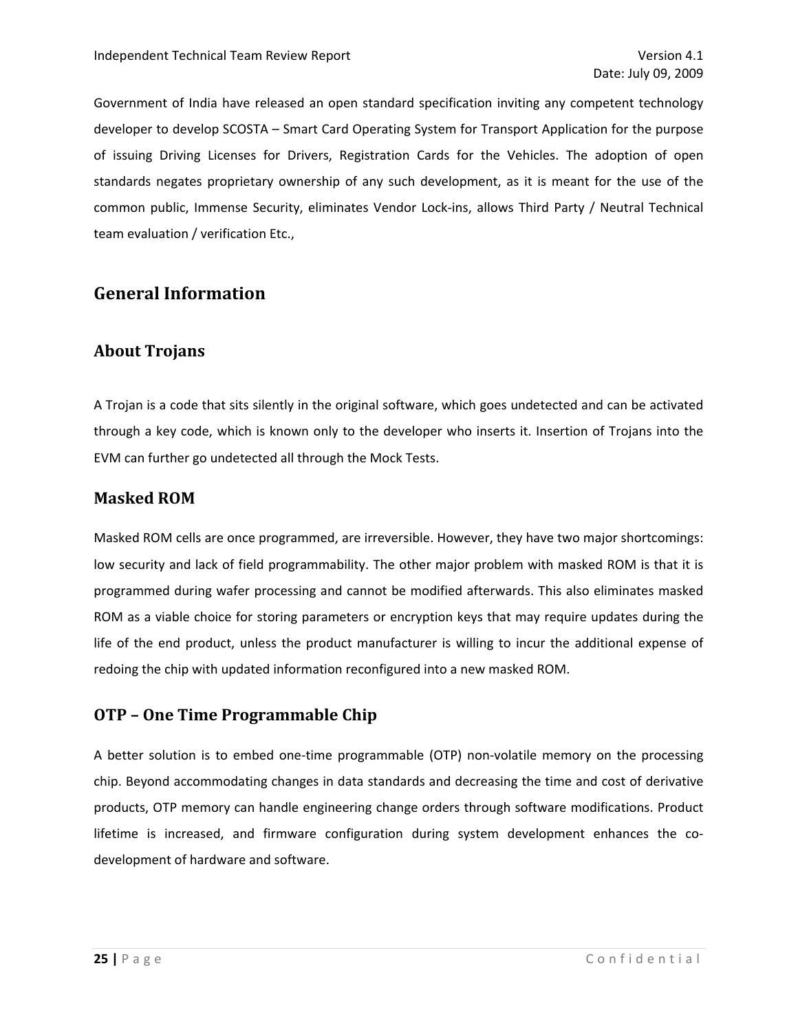Government of India have released an open standard specification inviting any competent technology developer to develop SCOSTA – Smart Card Operating System for Transport Application for the purpose of issuing Driving Licenses for Drivers, Registration Cards for the Vehicles. The adoption of open standards negates proprietary ownership of any such development, as it is meant for the use of the common public, Immense Security, eliminates Vendor Lock-ins, allows Third Party / Neutral Technical team evaluation / verification Etc.,

# General Information

## About Trojans

A Trojan is a code that sits silently in the original software, which goes undetected and can be activated through a key code, which is known only to the developer who inserts it. Insertion of Trojans into the EVM can further go undetected all through the Mock Tests.

## Masked ROM

Masked ROM cells are once programmed, are irreversible. However, they have two major shortcomings: low security and lack of field programmability. The other major problem with masked ROM is that it is programmed during wafer processing and cannot be modified afterwards. This also eliminates masked ROM as a viable choice for storing parameters or encryption keys that may require updates during the life of the end product, unless the product manufacturer is willing to incur the additional expense of redoing the chip with updated information reconfigured into a new masked ROM.

## OTP – One Time Programmable Chip

A better solution is to embed one-time programmable (OTP) non-volatile memory on the processing chip. Beyond accommodating changes in data standards and decreasing the time and cost of derivative products, OTP memory can handle engineering change orders through software modifications. Product lifetime is increased, and firmware configuration during system development enhances the co-development of hardware and software.